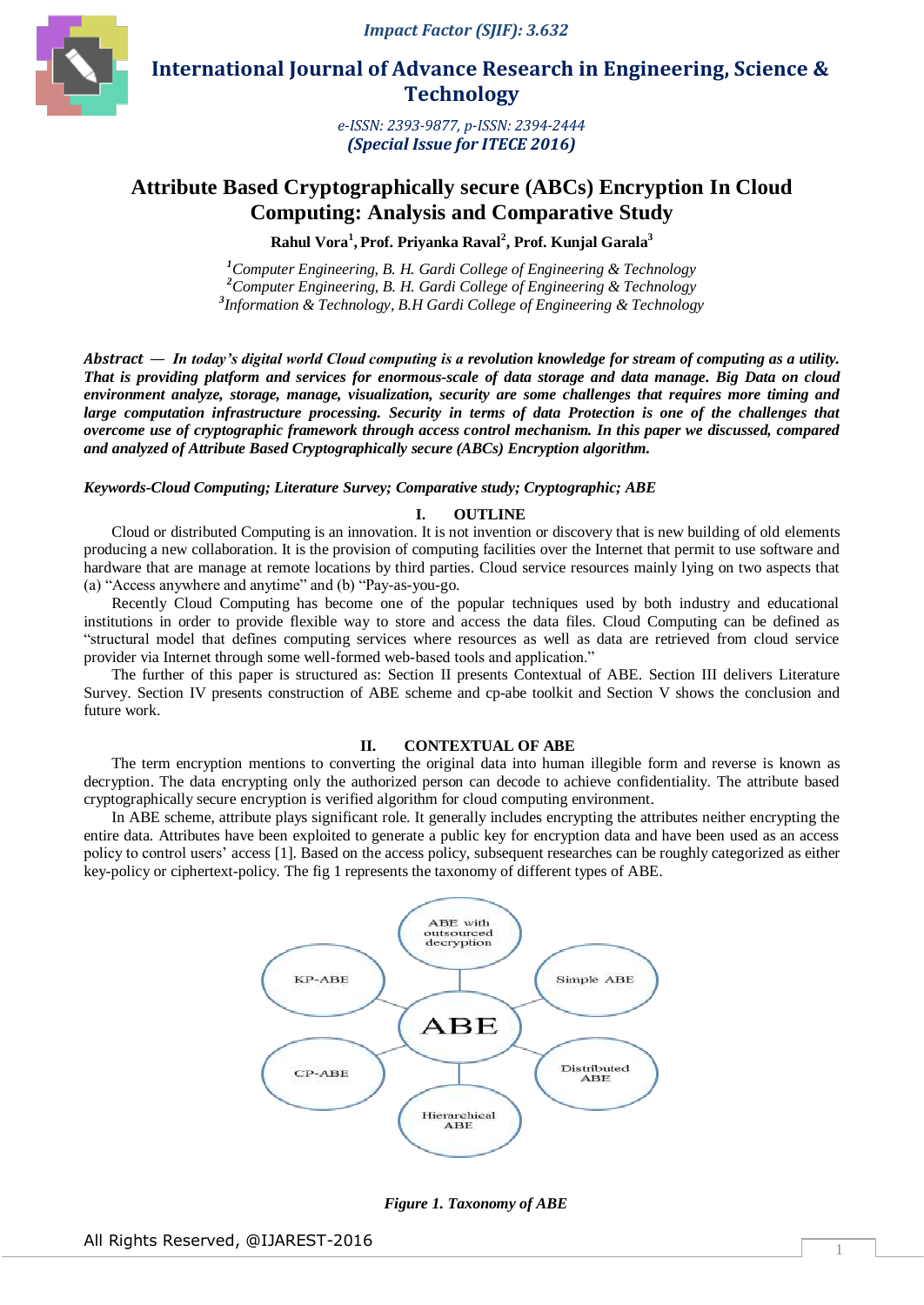# International Journal of Advance Research in Engineering, Science & Technology

*Impact Factor (SJIF): 3.632*

*e-ISSN: 2393-9877, p-ISSN: 2394-2444*
***(Special Issue for ITECE 2016)***

# Attribute Based Cryptographically secure (ABCs) Encryption In Cloud Computing: Analysis and Comparative Study

**Rahul Vora[1], Prof. Priyanka Raval[2], Prof. Kunjal Garala[3]**

[1]*Computer Engineering, B. H. Gardi College of Engineering & Technology*
[2]*Computer Engineering, B. H. Gardi College of Engineering & Technology*
[3]*Information & Technology, B.H Gardi College of Engineering & Technology*

***Abstract — In today's digital world Cloud computing is a revolution knowledge for stream of computing as a utility. That is providing platform and services for enormous-scale of data storage and data manage. Big Data on cloud environment analyze, storage, manage, visualization, security are some challenges that requires more timing and large computation infrastructure processing. Security in terms of data Protection is one of the challenges that overcome use of cryptographic framework through access control mechanism. In this paper we discussed, compared and analyzed of Attribute Based Cryptographically secure (ABCs) Encryption algorithm.***

***Keywords-Cloud Computing; Literature Survey; Comparative study; Cryptographic; ABE***

## I. OUTLINE

Cloud or distributed Computing is an innovation. It is not invention or discovery that is new building of old elements producing a new collaboration. It is the provision of computing facilities over the Internet that permit to use software and hardware that are manage at remote locations by third parties. Cloud service resources mainly lying on two aspects that (a) "Access anywhere and anytime" and (b) "Pay-as-you-go.

Recently Cloud Computing has become one of the popular techniques used by both industry and educational institutions in order to provide flexible way to store and access the data files. Cloud Computing can be defined as "structural model that defines computing services where resources as well as data are retrieved from cloud service provider via Internet through some well-formed web-based tools and application."

The further of this paper is structured as: Section II presents Contextual of ABE. Section III delivers Literature Survey. Section IV presents construction of ABE scheme and cp-abe toolkit and Section V shows the conclusion and future work.

## II. CONTEXTUAL OF ABE

The term encryption mentions to converting the original data into human illegible form and reverse is known as decryption. The data encrypting only the authorized person can decode to achieve confidentiality. The attribute based cryptographically secure encryption is verified algorithm for cloud computing environment.

In ABE scheme, attribute plays significant role. It generally includes encrypting the attributes neither encrypting the entire data. Attributes have been exploited to generate a public key for encryption data and have been used as an access policy to control users' access [1]. Based on the access policy, subsequent researches can be roughly categorized as either key-policy or ciphertext-policy. The fig 1 represents the taxonomy of different types of ABE.

ABE with outsourced decryption | KP-ABE | Simple ABE | ABE | CP-ABE | Distributed ABE | Hierarchical ABE

*Figure 1. Taxonomy of ABE*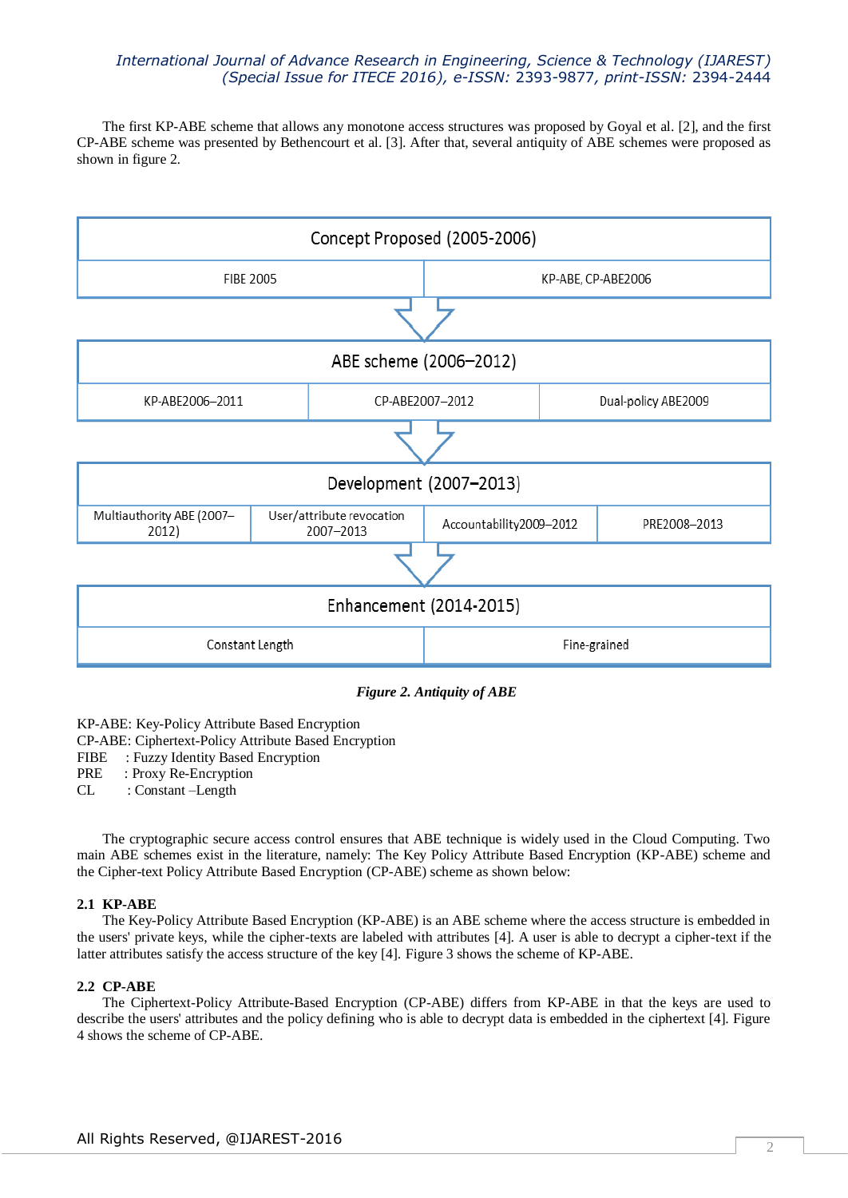The first KP-ABE scheme that allows any monotone access structures was proposed by Goyal et al. [2], and the first CP-ABE scheme was presented by Bethencourt et al. [3]. After that, several antiquity of ABE schemes were proposed as shown in figure 2.

| Concept Proposed (2005-2006) | |
|---|---|
| FIBE 2005 | KP-ABE, CP-ABE2006 |

↓

| ABE scheme (2006–2012) | | |
|---|---|---|
| KP-ABE2006–2011 | CP-ABE2007–2012 | Dual-policy ABE2009 |

↓

| Development (2007–2013) | | | |
|---|---|---|---|
| Multiauthority ABE (2007–2012) | User/attribute revocation 2007–2013 | Accountability2009–2012 | PRE2008–2013 |

↓

| Enhancement (2014-2015) | |
|---|---|
| Constant Length | Fine-grained |

***Figure 2. Antiquity of ABE***

KP-ABE: Key-Policy Attribute Based Encryption
CP-ABE: Ciphertext-Policy Attribute Based Encryption
FIBE : Fuzzy Identity Based Encryption
PRE : Proxy Re-Encryption
CL : Constant –Length

The cryptographic secure access control ensures that ABE technique is widely used in the Cloud Computing. Two main ABE schemes exist in the literature, namely: The Key Policy Attribute Based Encryption (KP-ABE) scheme and the Cipher-text Policy Attribute Based Encryption (CP-ABE) scheme as shown below:

### 2.1 KP-ABE

The Key-Policy Attribute Based Encryption (KP-ABE) is an ABE scheme where the access structure is embedded in the users' private keys, while the cipher-texts are labeled with attributes [4]. A user is able to decrypt a cipher-text if the latter attributes satisfy the access structure of the key [4]. Figure 3 shows the scheme of KP-ABE.

### 2.2 CP-ABE

The Ciphertext-Policy Attribute-Based Encryption (CP-ABE) differs from KP-ABE in that the keys are used to describe the users' attributes and the policy defining who is able to decrypt data is embedded in the ciphertext [4]. Figure 4 shows the scheme of CP-ABE.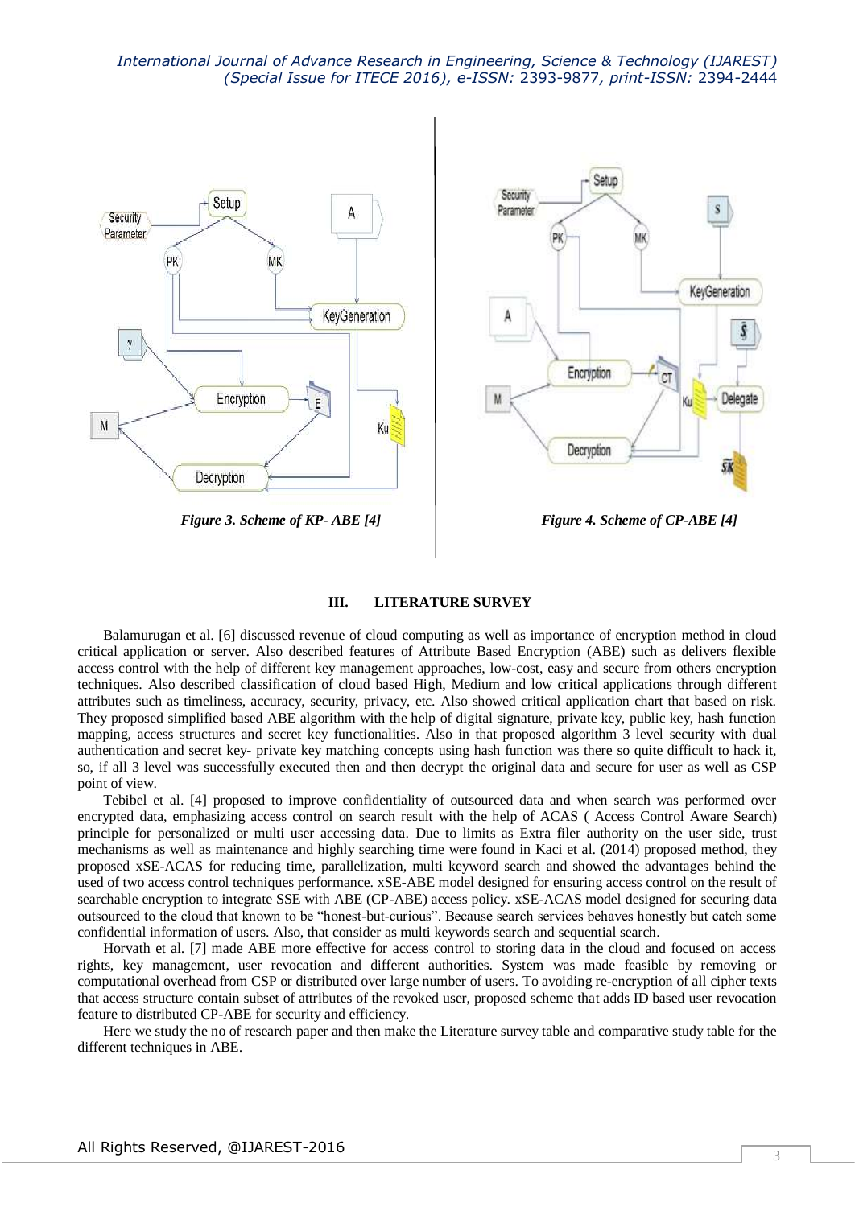*Figure 3. Scheme of KP- ABE [4]*

*Figure 4. Scheme of CP-ABE [4]*

## III. LITERATURE SURVEY

Balamurugan et al. [6] discussed revenue of cloud computing as well as importance of encryption method in cloud critical application or server. Also described features of Attribute Based Encryption (ABE) such as delivers flexible access control with the help of different key management approaches, low-cost, easy and secure from others encryption techniques. Also described classification of cloud based High, Medium and low critical applications through different attributes such as timeliness, accuracy, security, privacy, etc. Also showed critical application chart that based on risk. They proposed simplified based ABE algorithm with the help of digital signature, private key, public key, hash function mapping, access structures and secret key functionalities. Also in that proposed algorithm 3 level security with dual authentication and secret key- private key matching concepts using hash function was there so quite difficult to hack it, so, if all 3 level was successfully executed then and then decrypt the original data and secure for user as well as CSP point of view.

Tebibel et al. [4] proposed to improve confidentiality of outsourced data and when search was performed over encrypted data, emphasizing access control on search result with the help of ACAS ( Access Control Aware Search) principle for personalized or multi user accessing data. Due to limits as Extra filer authority on the user side, trust mechanisms as well as maintenance and highly searching time were found in Kaci et al. (2014) proposed method, they proposed xSE-ACAS for reducing time, parallelization, multi keyword search and showed the advantages behind the used of two access control techniques performance. xSE-ABE model designed for ensuring access control on the result of searchable encryption to integrate SSE with ABE (CP-ABE) access policy. xSE-ACAS model designed for securing data outsourced to the cloud that known to be "honest-but-curious". Because search services behaves honestly but catch some confidential information of users. Also, that consider as multi keywords search and sequential search.

Horvath et al. [7] made ABE more effective for access control to storing data in the cloud and focused on access rights, key management, user revocation and different authorities. System was made feasible by removing or computational overhead from CSP or distributed over large number of users. To avoiding re-encryption of all cipher texts that access structure contain subset of attributes of the revoked user, proposed scheme that adds ID based user revocation feature to distributed CP-ABE for security and efficiency.

Here we study the no of research paper and then make the Literature survey table and comparative study table for the different techniques in ABE.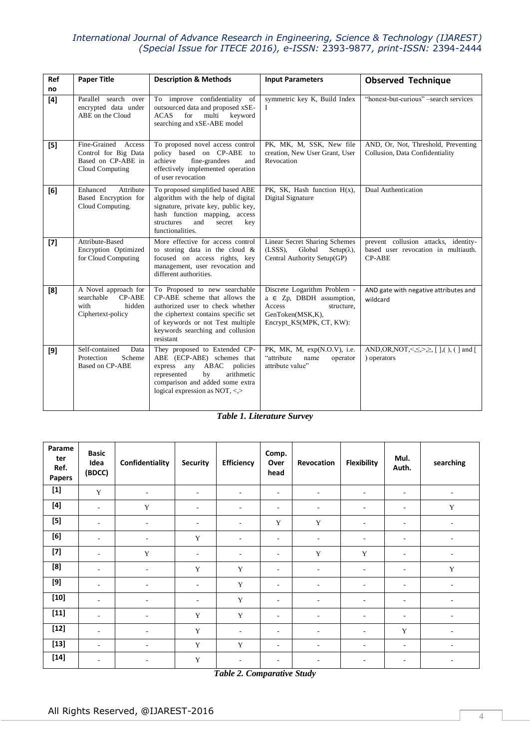| Ref no | Paper Title | Description & Methods | Input Parameters | Observed Technique |
|---|---|---|---|---|
| [4] | Parallel search over encrypted data under ABE on the Cloud | To improve confidentiality of outsourced data and proposed xSE-ACAS for multi keyword searching and xSE-ABE model | symmetric key K, Build Index I | "honest-but-curious" –search services |
| [5] | Fine-Grained Access Control for Big Data Based on CP-ABE in Cloud Computing | To proposed novel access control policy based on CP-ABE to achieve fine-grandees and effectively implemented operation of user revocation | PK, MK, M, SSK, New file creation, New User Grant, User Revocation | AND, Or, Not, Threshold, Preventing Collusion, Data Confidentiality |
| [6] | Enhanced Attribute Based Encryption for Cloud Computing. | To proposed simplified based ABE algorithm with the help of digital signature, private key, public key, hash function mapping, access structures and secret key functionalities. | PK, SK, Hash function H(x), Digital Signature | Dual Authentication |
| [7] | Attribute-Based Encryption Optimized for Cloud Computing | More effective for access control to storing data in the cloud & focused on access rights, key management, user revocation and different authorities. | Linear Secret Sharing Schemes (LSSS), Global Setup(λ), Central Authority Setup(GP) | prevent collusion attacks, identity-based user revocation in multiauth. CP-ABE |
| [8] | A Novel approach for searchable CP-ABE with hidden Ciphertext-policy | To Proposed to new searchable CP-ABE scheme that allows the authorized user to check whether the ciphertext contains specific set of keywords or not Test multiple keywords searching and collusion resistant | Discrete Logarithm Problem - $a \in Zp$, DBDH assumption, Access structure, GenToken(MSK,K), Encrypt_KS(MPK, CT, KW): | AND gate with negative attributes and wildcard |
| [9] | Self-contained Data Protection Scheme Based on CP-ABE | They proposed to Extended CP-ABE (ECP-ABE) schemes that express any ABAC policies represented by arithmetic comparison and added some extra logical expression as NOT, <,> | PK, MK, M, exp(N.O.V), i.e. "attribute name operator attribute value" | AND,OR,NOT,<,≤,>,≥, [ ],( ), ( ] and [ ) operators |

***Table 1. Literature Survey***

| Parameter Ref. Papers | Basic Idea (BDCC) | Confidentiality | Security | Efficiency | Comp. Over head | Revocation | Flexibility | Mul. Auth. | searching |
|---|---|---|---|---|---|---|---|---|---|
| [1] | Y | - | - | - | - | - | - | - | - |
| [4] | - | Y | - | - | - | - | - | - | Y |
| [5] | - | - | - | - | Y | Y | - | - | - |
| [6] | - | - | Y | - | - | - | - | - | - |
| [7] | - | Y | - | - | - | Y | Y | - | - |
| [8] | - | - | Y | Y | - | - | - | - | Y |
| [9] | - | - | - | Y | - | - | - | - | - |
| [10] | - | - | - | Y | - | - | - | - | - |
| [11] | - | - | Y | Y | - | - | - | - | - |
| [12] | - | - | Y | - | - | - | - | Y | - |
| [13] | - | - | Y | Y | - | - | - | - | - |
| [14] | - | - | Y | - | - | - | - | - | - |

***Table 2. Comparative Study***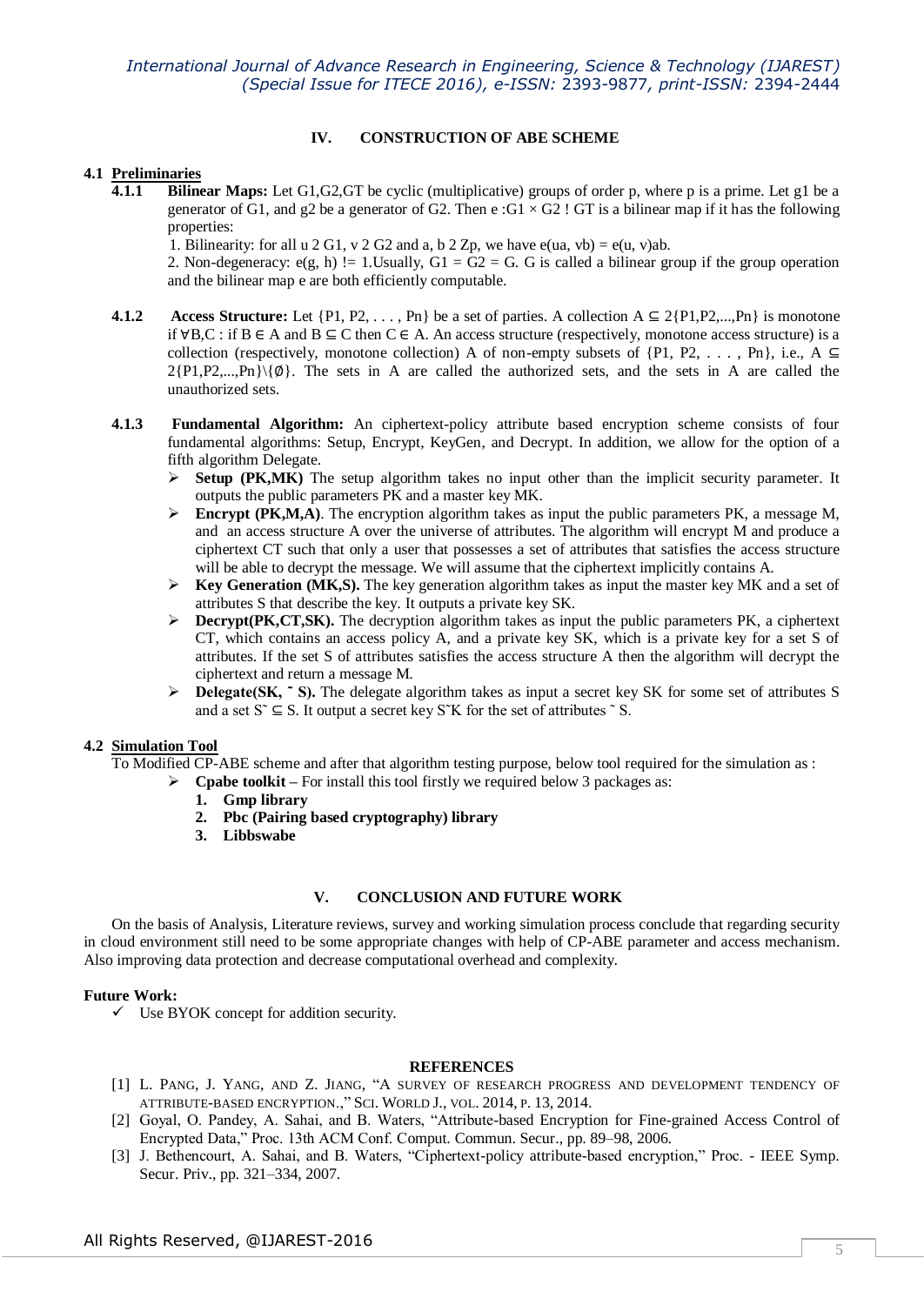## IV. CONSTRUCTION OF ABE SCHEME

### 4.1 Preliminaries

**4.1.1 Bilinear Maps:** Let G1,G2,GT be cyclic (multiplicative) groups of order p, where p is a prime. Let g1 be a generator of G1, and g2 be a generator of G2. Then e :G1 × G2 ! GT is a bilinear map if it has the following properties:

1. Bilinearity: for all u 2 G1, v 2 G2 and a, b 2 Zp, we have e(ua, vb) = e(u, v)ab.
2. Non-degeneracy: e(g, h) != 1.Usually, G1 = G2 = G. G is called a bilinear group if the group operation and the bilinear map e are both efficiently computable.

**4.1.2 Access Structure:** Let {P1, P2, . . . , Pn} be a set of parties. A collection A ⊆ 2{P1,P2,...,Pn} is monotone if ∀B,C : if B ∈ A and B ⊆ C then C ∈ A. An access structure (respectively, monotone access structure) is a collection (respectively, monotone collection) A of non-empty subsets of {P1, P2, . . . , Pn}, i.e., A ⊆ 2{P1,P2,...,Pn}\{∅}. The sets in A are called the authorized sets, and the sets in A are called the unauthorized sets.

**4.1.3 Fundamental Algorithm:** An ciphertext-policy attribute based encryption scheme consists of four fundamental algorithms: Setup, Encrypt, KeyGen, and Decrypt. In addition, we allow for the option of a fifth algorithm Delegate.

- **Setup (PK,MK)** The setup algorithm takes no input other than the implicit security parameter. It outputs the public parameters PK and a master key MK.
- **Encrypt (PK,M,A)**. The encryption algorithm takes as input the public parameters PK, a message M, and an access structure A over the universe of attributes. The algorithm will encrypt M and produce a ciphertext CT such that only a user that possesses a set of attributes that satisfies the access structure will be able to decrypt the message. We will assume that the ciphertext implicitly contains A.
- **Key Generation (MK,S).** The key generation algorithm takes as input the master key MK and a set of attributes S that describe the key. It outputs a private key SK.
- **Decrypt(PK,CT,SK).** The decryption algorithm takes as input the public parameters PK, a ciphertext CT, which contains an access policy A, and a private key SK, which is a private key for a set S of attributes. If the set S of attributes satisfies the access structure A then the algorithm will decrypt the ciphertext and return a message M.
- **Delegate(SK, ˜ S).** The delegate algorithm takes as input a secret key SK for some set of attributes S and a set S˜ ⊆ S. It output a secret key S˜K for the set of attributes ˜ S.

### 4.2 Simulation Tool

To Modified CP-ABE scheme and after that algorithm testing purpose, below tool required for the simulation as :

- **Cpabe toolkit –** For install this tool firstly we required below 3 packages as:
  1. **Gmp library**
  2. **Pbc (Pairing based cryptography) library**
  3. **Libbswabe**

## V. CONCLUSION AND FUTURE WORK

On the basis of Analysis, Literature reviews, survey and working simulation process conclude that regarding security in cloud environment still need to be some appropriate changes with help of CP-ABE parameter and access mechanism. Also improving data protection and decrease computational overhead and complexity.

**Future Work:**

- ✓ Use BYOK concept for addition security.

## REFERENCES

[1] L. Pang, J. Yang, and Z. Jiang, "A survey of research progress and development tendency of attribute-based encryption.," Sci. World J., vol. 2014, p. 13, 2014.

[2] Goyal, O. Pandey, A. Sahai, and B. Waters, "Attribute-based Encryption for Fine-grained Access Control of Encrypted Data," Proc. 13th ACM Conf. Comput. Commun. Secur., pp. 89–98, 2006.

[3] J. Bethencourt, A. Sahai, and B. Waters, "Ciphertext-policy attribute-based encryption," Proc. - IEEE Symp. Secur. Priv., pp. 321–334, 2007.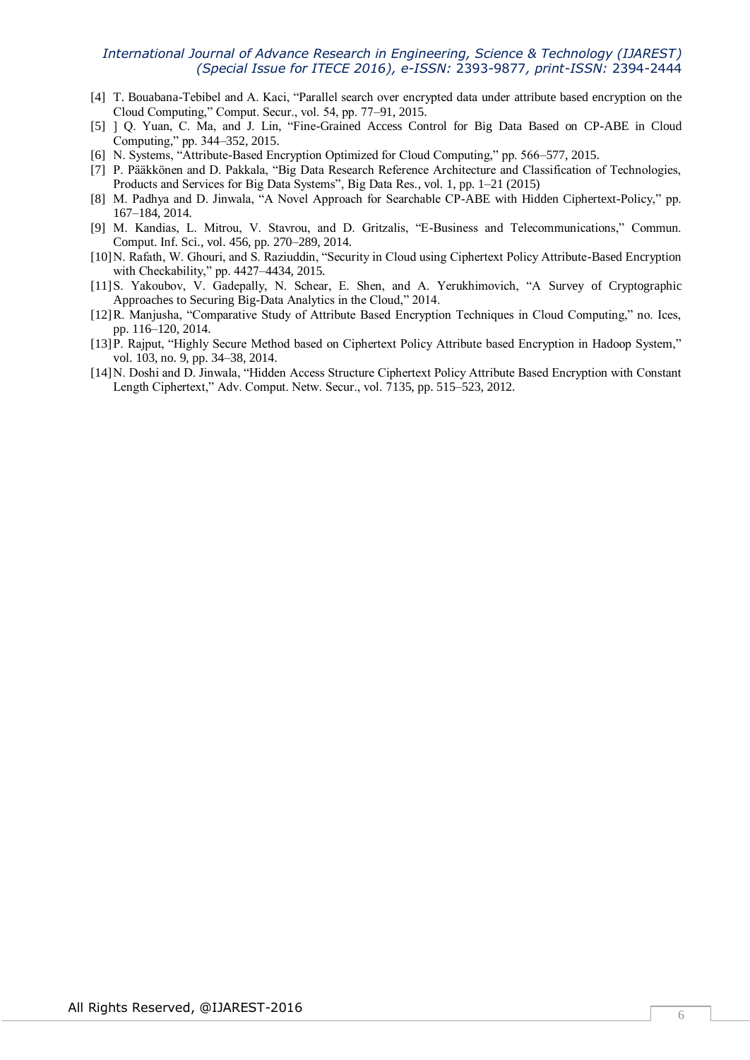[4] T. Bouabana-Tebibel and A. Kaci, “Parallel search over encrypted data under attribute based encryption on the Cloud Computing,” Comput. Secur., vol. 54, pp. 77–91, 2015.

[5] ] Q. Yuan, C. Ma, and J. Lin, “Fine-Grained Access Control for Big Data Based on CP-ABE in Cloud Computing,” pp. 344–352, 2015.

[6] N. Systems, “Attribute-Based Encryption Optimized for Cloud Computing,” pp. 566–577, 2015.

[7] P. Pääkkönen and D. Pakkala, “Big Data Research Reference Architecture and Classification of Technologies, Products and Services for Big Data Systems”, Big Data Res., vol. 1, pp. 1–21 (2015)

[8] M. Padhya and D. Jinwala, “A Novel Approach for Searchable CP-ABE with Hidden Ciphertext-Policy,” pp. 167–184, 2014.

[9] M. Kandias, L. Mitrou, V. Stavrou, and D. Gritzalis, “E-Business and Telecommunications,” Commun. Comput. Inf. Sci., vol. 456, pp. 270–289, 2014.

[10] N. Rafath, W. Ghouri, and S. Raziuddin, “Security in Cloud using Ciphertext Policy Attribute-Based Encryption with Checkability,” pp. 4427–4434, 2015.

[11] S. Yakoubov, V. Gadepally, N. Schear, E. Shen, and A. Yerukhimovich, “A Survey of Cryptographic Approaches to Securing Big-Data Analytics in the Cloud,” 2014.

[12] R. Manjusha, “Comparative Study of Attribute Based Encryption Techniques in Cloud Computing,” no. Ices, pp. 116–120, 2014.

[13] P. Rajput, “Highly Secure Method based on Ciphertext Policy Attribute based Encryption in Hadoop System,” vol. 103, no. 9, pp. 34–38, 2014.

[14] N. Doshi and D. Jinwala, “Hidden Access Structure Ciphertext Policy Attribute Based Encryption with Constant Length Ciphertext,” Adv. Comput. Netw. Secur., vol. 7135, pp. 515–523, 2012.